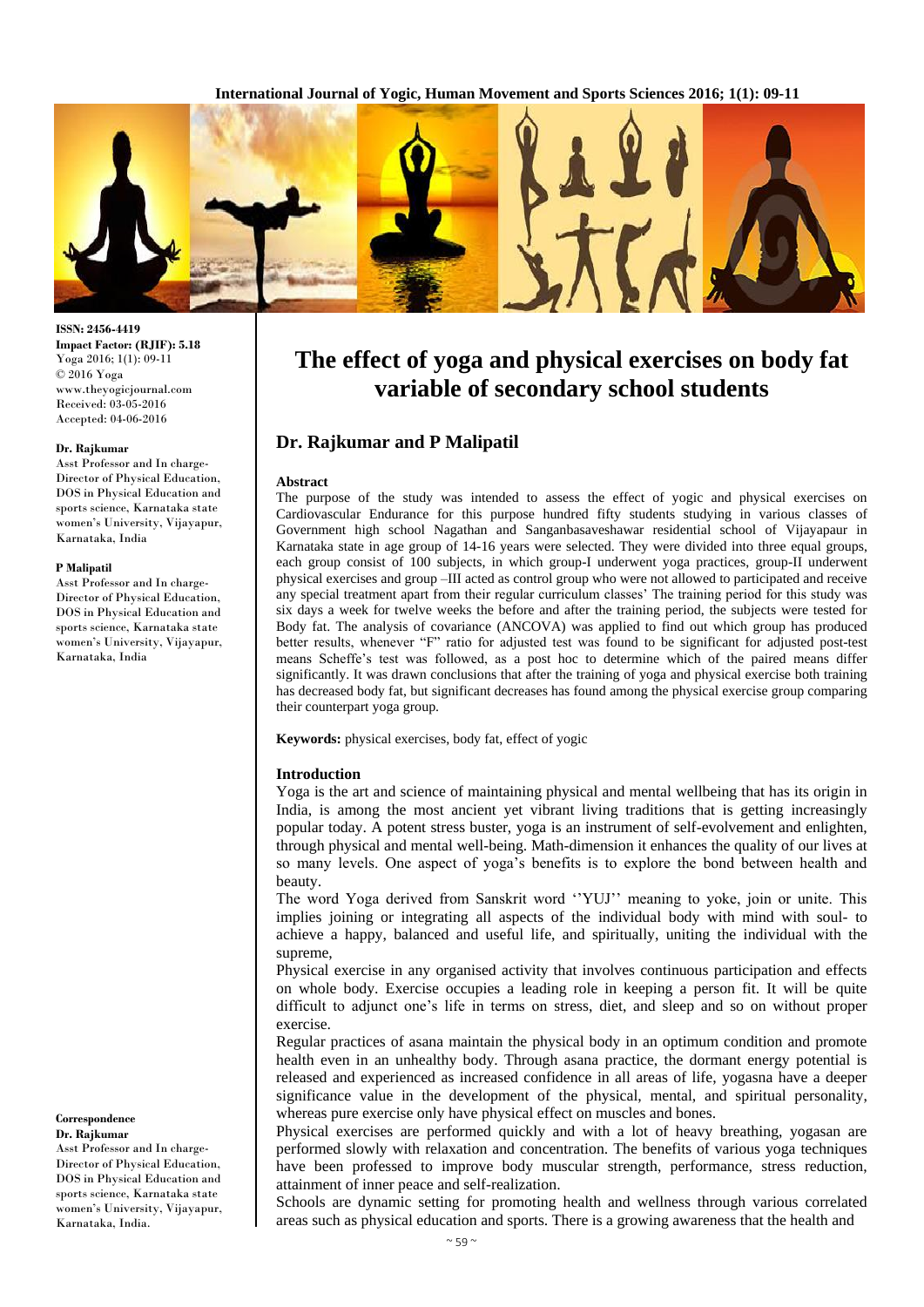**ISSN: 2456-4419**
**Impact Factor: (RJIF): 5.18**
Yoga 2016; 1(1): 09-11
© 2016 Yoga
www.theyogicjournal.com
Received: 03-05-2016
Accepted: 04-06-2016

**Dr. Rajkumar**
Asst Professor and In charge-Director of Physical Education, DOS in Physical Education and sports science, Karnataka state women's University, Vijayapur, Karnataka, India

**P Malipatil**
Asst Professor and In charge-Director of Physical Education, DOS in Physical Education and sports science, Karnataka state women's University, Vijayapur, Karnataka, India

**Correspondence**
**Dr. Rajkumar**
Asst Professor and In charge-Director of Physical Education, DOS in Physical Education and sports science, Karnataka state women's University, Vijayapur, Karnataka, India.

# The effect of yoga and physical exercises on body fat variable of secondary school students

## Dr. Rajkumar and P Malipatil

### Abstract

The purpose of the study was intended to assess the effect of yogic and physical exercises on Cardiovascular Endurance for this purpose hundred fifty students studying in various classes of Government high school Nagathan and Sanganbasaveshawar residential school of Vijayapaur in Karnataka state in age group of 14-16 years were selected. They were divided into three equal groups, each group consist of 100 subjects, in which group-I underwent yoga practices, group-II underwent physical exercises and group –III acted as control group who were not allowed to participated and receive any special treatment apart from their regular curriculum classes' The training period for this study was six days a week for twelve weeks the before and after the training period, the subjects were tested for Body fat. The analysis of covariance (ANCOVA) was applied to find out which group has produced better results, whenever "F" ratio for adjusted test was found to be significant for adjusted post-test means Scheffe's test was followed, as a post hoc to determine which of the paired means differ significantly. It was drawn conclusions that after the training of yoga and physical exercise both training has decreased body fat, but significant decreases has found among the physical exercise group comparing their counterpart yoga group.

**Keywords:** physical exercises, body fat, effect of yogic

### Introduction

Yoga is the art and science of maintaining physical and mental wellbeing that has its origin in India, is among the most ancient yet vibrant living traditions that is getting increasingly popular today. A potent stress buster, yoga is an instrument of self-evolvement and enlighten, through physical and mental well-being. Math-dimension it enhances the quality of our lives at so many levels. One aspect of yoga's benefits is to explore the bond between health and beauty.

The word Yoga derived from Sanskrit word ''YUJ'' meaning to yoke, join or unite. This implies joining or integrating all aspects of the individual body with mind with soul- to achieve a happy, balanced and useful life, and spiritually, uniting the individual with the supreme,

Physical exercise in any organised activity that involves continuous participation and effects on whole body. Exercise occupies a leading role in keeping a person fit. It will be quite difficult to adjunct one's life in terms on stress, diet, and sleep and so on without proper exercise.

Regular practices of asana maintain the physical body in an optimum condition and promote health even in an unhealthy body. Through asana practice, the dormant energy potential is released and experienced as increased confidence in all areas of life, yogasna have a deeper significance value in the development of the physical, mental, and spiritual personality, whereas pure exercise only have physical effect on muscles and bones.

Physical exercises are performed quickly and with a lot of heavy breathing, yogasan are performed slowly with relaxation and concentration. The benefits of various yoga techniques have been professed to improve body muscular strength, performance, stress reduction, attainment of inner peace and self-realization.

Schools are dynamic setting for promoting health and wellness through various correlated areas such as physical education and sports. There is a growing awareness that the health and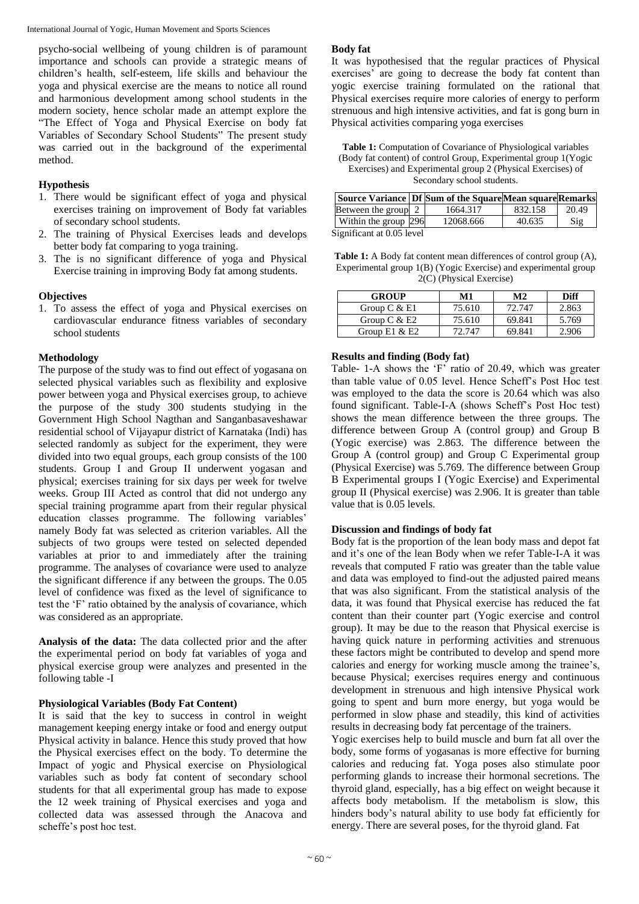psycho-social wellbeing of young children is of paramount importance and schools can provide a strategic means of children's health, self-esteem, life skills and behaviour the yoga and physical exercise are the means to notice all round and harmonious development among school students in the modern society, hence scholar made an attempt explore the "The Effect of Yoga and Physical Exercise on body fat Variables of Secondary School Students" The present study was carried out in the background of the experimental method.

### Hypothesis

1. There would be significant effect of yoga and physical exercises training on improvement of Body fat variables of secondary school students.
2. The training of Physical Exercises leads and develops better body fat comparing to yoga training.
3. The is no significant difference of yoga and Physical Exercise training in improving Body fat among students.

### Objectives

1. To assess the effect of yoga and Physical exercises on cardiovascular endurance fitness variables of secondary school students

### Methodology

The purpose of the study was to find out effect of yogasana on selected physical variables such as flexibility and explosive power between yoga and Physical exercises group, to achieve the purpose of the study 300 students studying in the Government High School Nagthan and Sanganbasaveshawar residential school of Vijayapur district of Karnataka (Indi) has selected randomly as subject for the experiment, they were divided into two equal groups, each group consists of the 100 students. Group I and Group II underwent yogasan and physical; exercises training for six days per week for twelve weeks. Group III Acted as control that did not undergo any special training programme apart from their regular physical education classes programme. The following variables' namely Body fat was selected as criterion variables. All the subjects of two groups were tested on selected depended variables at prior to and immediately after the training programme. The analyses of covariance were used to analyze the significant difference if any between the groups. The 0.05 level of confidence was fixed as the level of significance to test the 'F' ratio obtained by the analysis of covariance, which was considered as an appropriate.

**Analysis of the data:** The data collected prior and the after the experimental period on body fat variables of yoga and physical exercise group were analyzes and presented in the following table -I

### Physiological Variables (Body Fat Content)

It is said that the key to success in control in weight management keeping energy intake or food and energy output Physical activity in balance. Hence this study proved that how the Physical exercises effect on the body. To determine the Impact of yogic and Physical exercise on Physiological variables such as body fat content of secondary school students for that all experimental group has made to expose the 12 week training of Physical exercises and yoga and collected data was assessed through the Anacova and scheffe's post hoc test.

### Body fat

It was hypothesised that the regular practices of Physical exercises' are going to decrease the body fat content than yogic exercise training formulated on the rational that Physical exercises require more calories of energy to perform strenuous and high intensive activities, and fat is gong burn in Physical activities comparing yoga exercises

**Table 1:** Computation of Covariance of Physiological variables (Body fat content) of control Group, Experimental group 1(Yogic Exercises) and Experimental group 2 (Physical Exercises) of Secondary school students.

| Source Variance | Df | Sum of the Square | Mean square | Remarks |
|---|---|---|---|---|
| Between the group | 2 | 1664.317 | 832.158 | 20.49 |
| Within the group | 296 | 12068.666 | 40.635 | Sig |

Significant at 0.05 level

**Table 1:** A Body fat content mean differences of control group (A), Experimental group 1(B) (Yogic Exercise) and experimental group 2(C) (Physical Exercise)

| GROUP | M1 | M2 | Diff |
|---|---|---|---|
| Group C & E1 | 75.610 | 72.747 | 2.863 |
| Group C & E2 | 75.610 | 69.841 | 5.769 |
| Group E1 & E2 | 72.747 | 69.841 | 2.906 |

### Results and finding (Body fat)

Table- 1-A shows the 'F' ratio of 20.49, which was greater than table value of 0.05 level. Hence Scheff's Post Hoc test was employed to the data the score is 20.64 which was also found significant. Table-I-A (shows Scheff's Post Hoc test) shows the mean difference between the three groups. The difference between Group A (control group) and Group B (Yogic exercise) was 2.863. The difference between the Group A (control group) and Group C Experimental group (Physical Exercise) was 5.769. The difference between Group B Experimental groups I (Yogic Exercise) and Experimental group II (Physical exercise) was 2.906. It is greater than table value that is 0.05 levels.

### Discussion and findings of body fat

Body fat is the proportion of the lean body mass and depot fat and it's one of the lean Body when we refer Table-I-A it was reveals that computed F ratio was greater than the table value and data was employed to find-out the adjusted paired means that was also significant. From the statistical analysis of the data, it was found that Physical exercise has reduced the fat content than their counter part (Yogic exercise and control group). It may be due to the reason that Physical exercise is having quick nature in performing activities and strenuous these factors might be contributed to develop and spend more calories and energy for working muscle among the trainee's, because Physical; exercises requires energy and continuous development in strenuous and high intensive Physical work going to spent and burn more energy, but yoga would be performed in slow phase and steadily, this kind of activities results in decreasing body fat percentage of the trainers.

Yogic exercises help to build muscle and burn fat all over the body, some forms of yogasanas is more effective for burning calories and reducing fat. Yoga poses also stimulate poor performing glands to increase their hormonal secretions. The thyroid gland, especially, has a big effect on weight because it affects body metabolism. If the metabolism is slow, this hinders body's natural ability to use body fat efficiently for energy. There are several poses, for the thyroid gland. Fat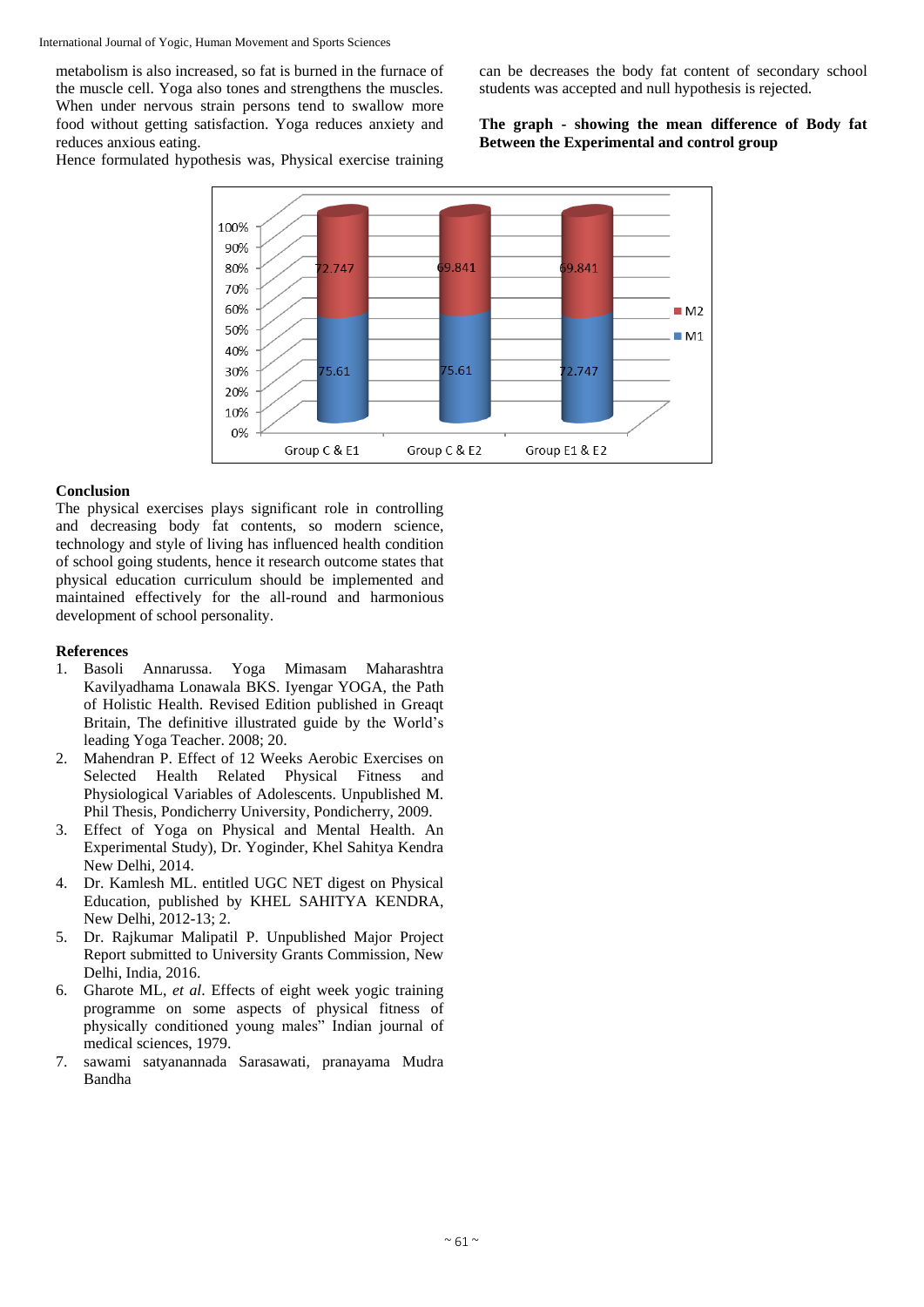metabolism is also increased, so fat is burned in the furnace of the muscle cell. Yoga also tones and strengthens the muscles. When under nervous strain persons tend to swallow more food without getting satisfaction. Yoga reduces anxiety and reduces anxious eating.

Hence formulated hypothesis was, Physical exercise training can be decreases the body fat content of secondary school students was accepted and null hypothesis is rejected.

**The graph - showing the mean difference of Body fat Between the Experimental and control group**

100%
90%
80%
70%
60%
50%
40%
30%
20%
10%
0%

72.747
69.841
69.841
75.61
75.61
72.747

M2
M1

Group C & E1
Group C & E2
Group E1 & E2

## Conclusion

The physical exercises plays significant role in controlling and decreasing body fat contents, so modern science, technology and style of living has influenced health condition of school going students, hence it research outcome states that physical education curriculum should be implemented and maintained effectively for the all-round and harmonious development of school personality.

## References

1. Basoli Annarussa. Yoga Mimasam Maharashtra Kavilyadhama Lonawala BKS. Iyengar YOGA, the Path of Holistic Health. Revised Edition published in Greaqt Britain, The definitive illustrated guide by the World's leading Yoga Teacher. 2008; 20.
2. Mahendran P. Effect of 12 Weeks Aerobic Exercises on Selected Health Related Physical Fitness and Physiological Variables of Adolescents. Unpublished M. Phil Thesis, Pondicherry University, Pondicherry, 2009.
3. Effect of Yoga on Physical and Mental Health. An Experimental Study), Dr. Yoginder, Khel Sahitya Kendra New Delhi, 2014.
4. Dr. Kamlesh ML. entitled UGC NET digest on Physical Education, published by KHEL SAHITYA KENDRA, New Delhi, 2012-13; 2.
5. Dr. Rajkumar Malipatil P. Unpublished Major Project Report submitted to University Grants Commission, New Delhi, India, 2016.
6. Gharote ML, *et al*. Effects of eight week yogic training programme on some aspects of physical fitness of physically conditioned young males" Indian journal of medical sciences, 1979.
7. sawami satyanannada Sarasawati, pranayama Mudra Bandha